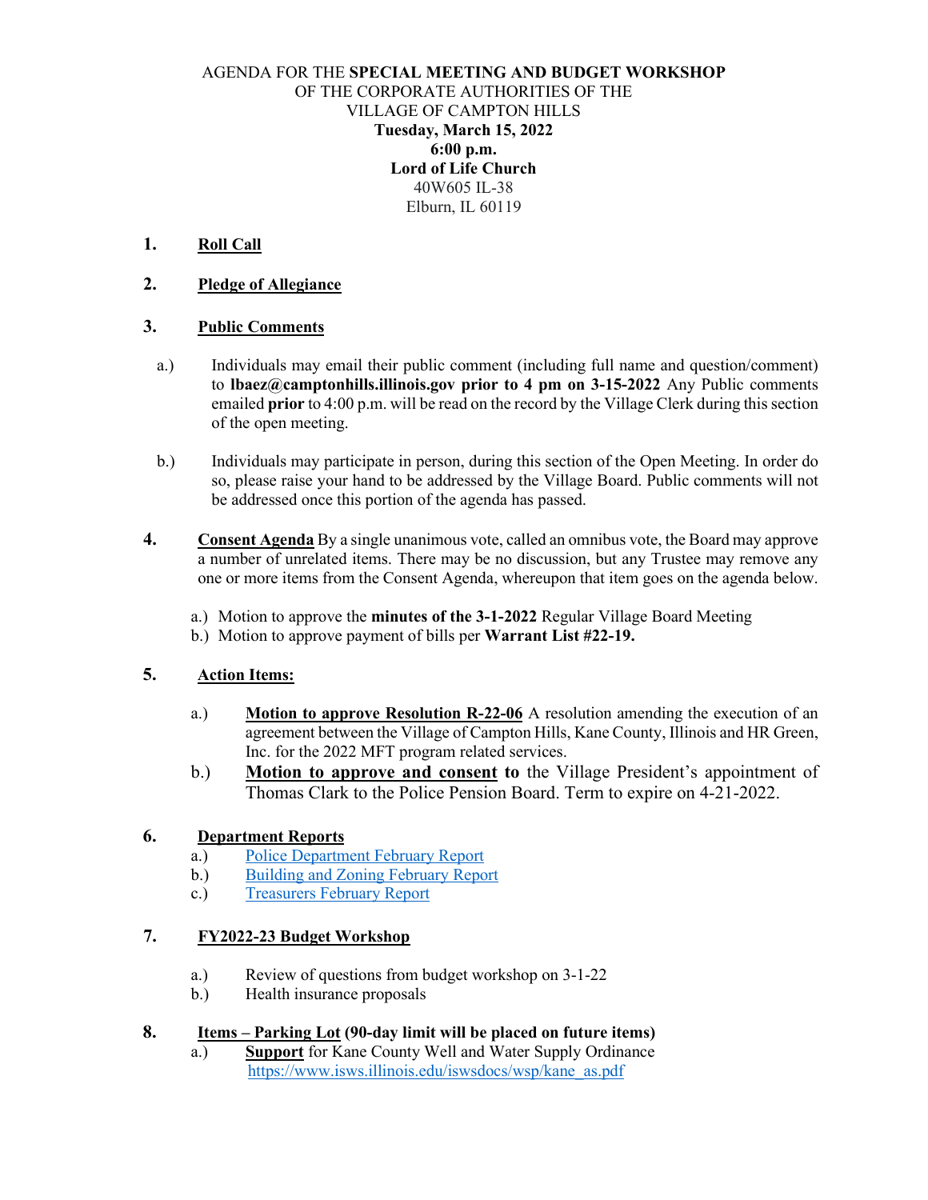AGENDA FOR THE **SPECIAL MEETING AND BUDGET WORKSHOP**
OF THE CORPORATE AUTHORITIES OF THE
VILLAGE OF CAMPTON HILLS
**Tuesday, March 15, 2022**
**6:00 p.m.**
**Lord of Life Church**
40W605 IL-38
Elburn, IL 60119

**1. Roll Call**

**2. Pledge of Allegiance**

**3. Public Comments**

a.) Individuals may email their public comment (including full name and question/comment) to **lbaez@camptonhills.illinois.gov prior to 4 pm on 3-15-2022** Any Public comments emailed **prior** to 4:00 p.m. will be read on the record by the Village Clerk during this section of the open meeting.

b.) Individuals may participate in person, during this section of the Open Meeting. In order do so, please raise your hand to be addressed by the Village Board. Public comments will not be addressed once this portion of the agenda has passed.

**4. Consent Agenda** By a single unanimous vote, called an omnibus vote, the Board may approve a number of unrelated items. There may be no discussion, but any Trustee may remove any one or more items from the Consent Agenda, whereupon that item goes on the agenda below.

a.) Motion to approve the **minutes of the 3-1-2022** Regular Village Board Meeting
b.) Motion to approve payment of bills per **Warrant List #22-19.**

**5. Action Items:**

a.) **Motion to approve Resolution R-22-06** A resolution amending the execution of an agreement between the Village of Campton Hills, Kane County, Illinois and HR Green, Inc. for the 2022 MFT program related services.

b.) **Motion to approve and consent to** the Village President's appointment of Thomas Clark to the Police Pension Board. Term to expire on 4-21-2022.

**6. Department Reports**

a.) Police Department February Report
b.) Building and Zoning February Report
c.) Treasurers February Report

**7. FY2022-23 Budget Workshop**

a.) Review of questions from budget workshop on 3-1-22
b.) Health insurance proposals

**8. Items – Parking Lot (90-day limit will be placed on future items)**

a.) **Support** for Kane County Well and Water Supply Ordinance
https://www.isws.illinois.edu/iswsdocs/wsp/kane_as.pdf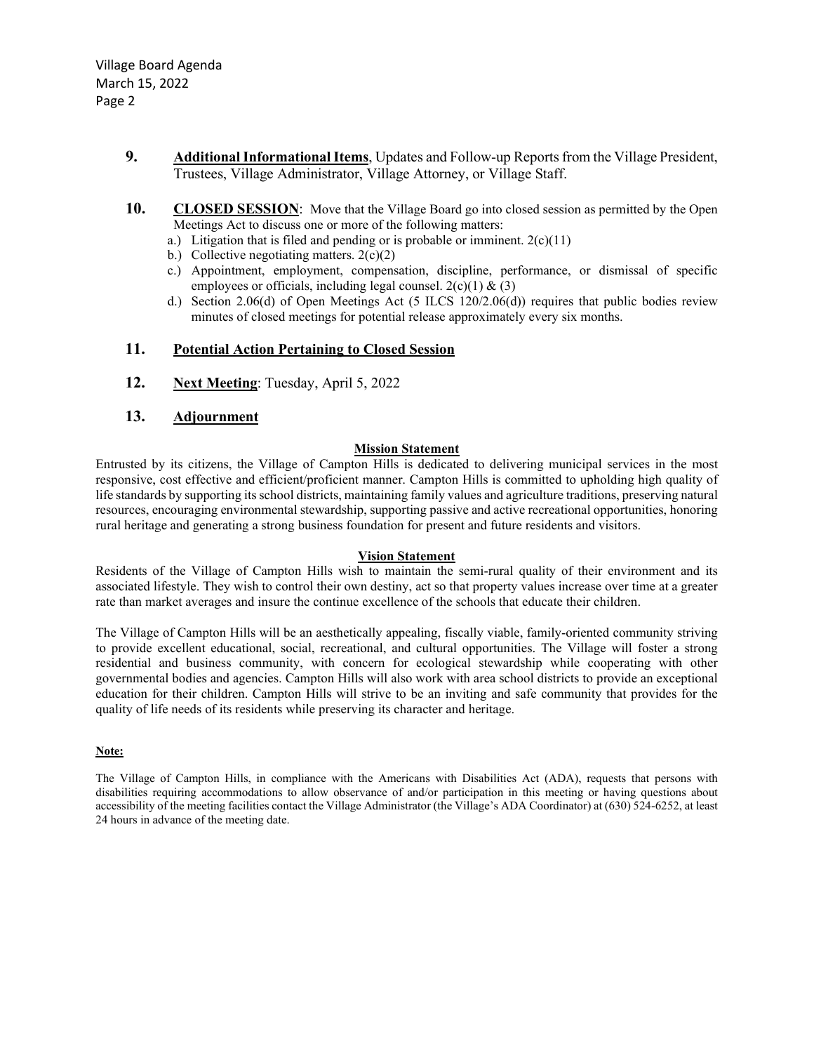**9.** **Additional Informational Items**, Updates and Follow-up Reports from the Village President, Trustees, Village Administrator, Village Attorney, or Village Staff.

**10.** **CLOSED SESSION**: Move that the Village Board go into closed session as permitted by the Open Meetings Act to discuss one or more of the following matters:

a.) Litigation that is filed and pending or is probable or imminent. 2(c)(11)
b.) Collective negotiating matters. 2(c)(2)
c.) Appointment, employment, compensation, discipline, performance, or dismissal of specific employees or officials, including legal counsel. 2(c)(1) & (3)
d.) Section 2.06(d) of Open Meetings Act (5 ILCS 120/2.06(d)) requires that public bodies review minutes of closed meetings for potential release approximately every six months.

**11.** **Potential Action Pertaining to Closed Session**

**12.** **Next Meeting**: Tuesday, April 5, 2022

**13.** **Adjournment**

## Mission Statement

Entrusted by its citizens, the Village of Campton Hills is dedicated to delivering municipal services in the most responsive, cost effective and efficient/proficient manner. Campton Hills is committed to upholding high quality of life standards by supporting its school districts, maintaining family values and agriculture traditions, preserving natural resources, encouraging environmental stewardship, supporting passive and active recreational opportunities, honoring rural heritage and generating a strong business foundation for present and future residents and visitors.

## Vision Statement

Residents of the Village of Campton Hills wish to maintain the semi-rural quality of their environment and its associated lifestyle. They wish to control their own destiny, act so that property values increase over time at a greater rate than market averages and insure the continue excellence of the schools that educate their children.

The Village of Campton Hills will be an aesthetically appealing, fiscally viable, family-oriented community striving to provide excellent educational, social, recreational, and cultural opportunities. The Village will foster a strong residential and business community, with concern for ecological stewardship while cooperating with other governmental bodies and agencies. Campton Hills will also work with area school districts to provide an exceptional education for their children. Campton Hills will strive to be an inviting and safe community that provides for the quality of life needs of its residents while preserving its character and heritage.

**Note:**

The Village of Campton Hills, in compliance with the Americans with Disabilities Act (ADA), requests that persons with disabilities requiring accommodations to allow observance of and/or participation in this meeting or having questions about accessibility of the meeting facilities contact the Village Administrator (the Village's ADA Coordinator) at (630) 524-6252, at least 24 hours in advance of the meeting date.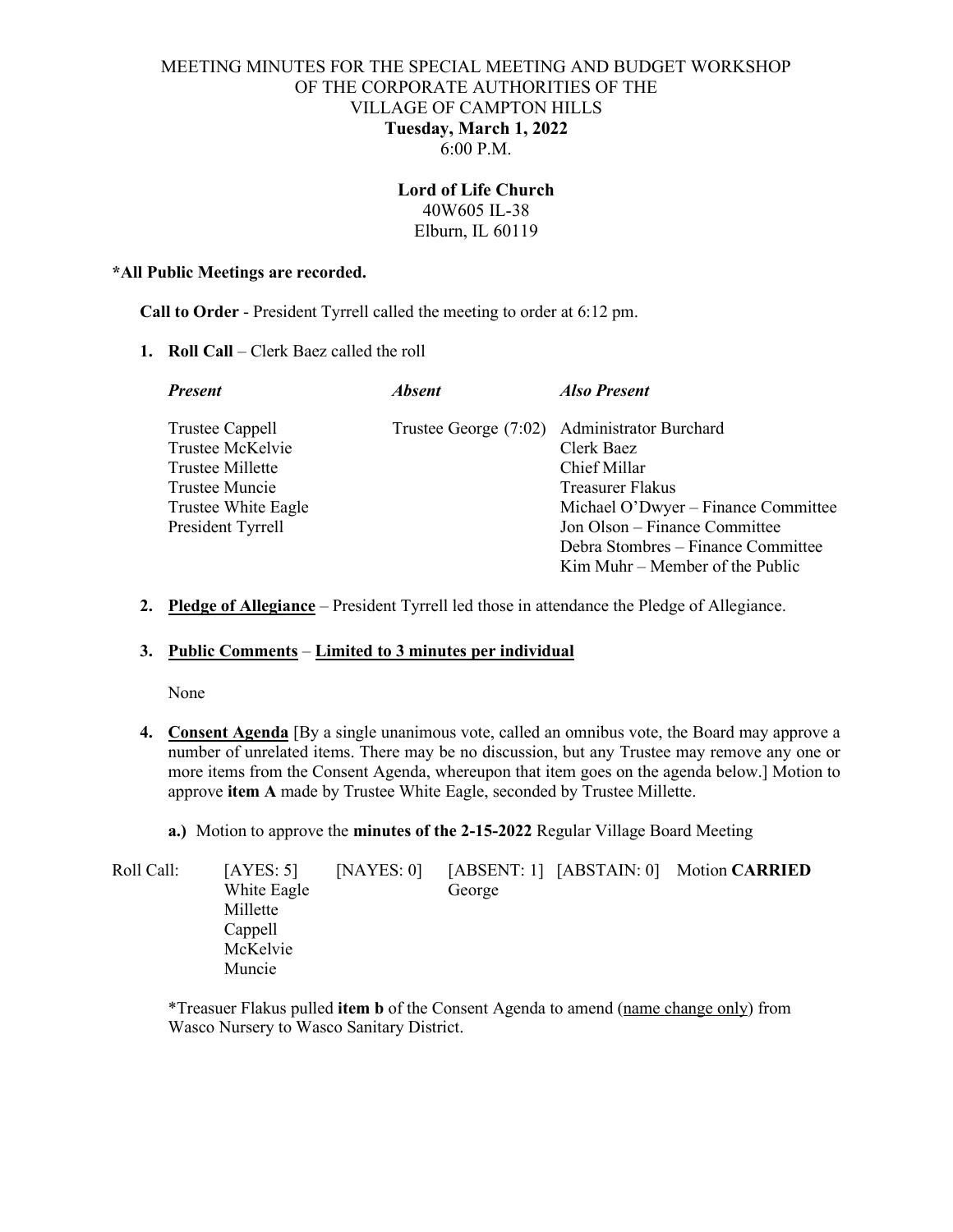MEETING MINUTES FOR THE SPECIAL MEETING AND BUDGET WORKSHOP OF THE CORPORATE AUTHORITIES OF THE VILLAGE OF CAMPTON HILLS
**Tuesday, March 1, 2022**
6:00 P.M.

**Lord of Life Church**
40W605 IL-38
Elburn, IL 60119

**\*All Public Meetings are recorded.**

**Call to Order** - President Tyrrell called the meeting to order at 6:12 pm.

1. **Roll Call** – Clerk Baez called the roll

| *Present* | *Absent* | *Also Present* |
|---|---|---|
| Trustee Cappell | Trustee George (7:02) | Administrator Burchard |
| Trustee McKelvie | | Clerk Baez |
| Trustee Millette | | Chief Millar |
| Trustee Muncie | | Treasurer Flakus |
| Trustee White Eagle | | Michael O'Dwyer – Finance Committee |
| President Tyrrell | | Jon Olson – Finance Committee |
| | | Debra Stombres – Finance Committee |
| | | Kim Muhr – Member of the Public |

2. **Pledge of Allegiance** – President Tyrrell led those in attendance the Pledge of Allegiance.

3. **Public Comments** – **Limited to 3 minutes per individual**

   None

4. **Consent Agenda** [By a single unanimous vote, called an omnibus vote, the Board may approve a number of unrelated items. There may be no discussion, but any Trustee may remove any one or more items from the Consent Agenda, whereupon that item goes on the agenda below.] Motion to approve **item A** made by Trustee White Eagle, seconded by Trustee Millette.

   **a.)** Motion to approve the **minutes of the 2-15-2022** Regular Village Board Meeting

| Roll Call: | [AYES: 5] | [NAYES: 0] | [ABSENT: 1] | [ABSTAIN: 0] | Motion **CARRIED** |
|---|---|---|---|---|---|
| | White Eagle | | George | | |
| | Millette | | | | |
| | Cappell | | | | |
| | McKelvie | | | | |
| | Muncie | | | | |

\*Treasuer Flakus pulled **item b** of the Consent Agenda to amend (name change only) from Wasco Nursery to Wasco Sanitary District.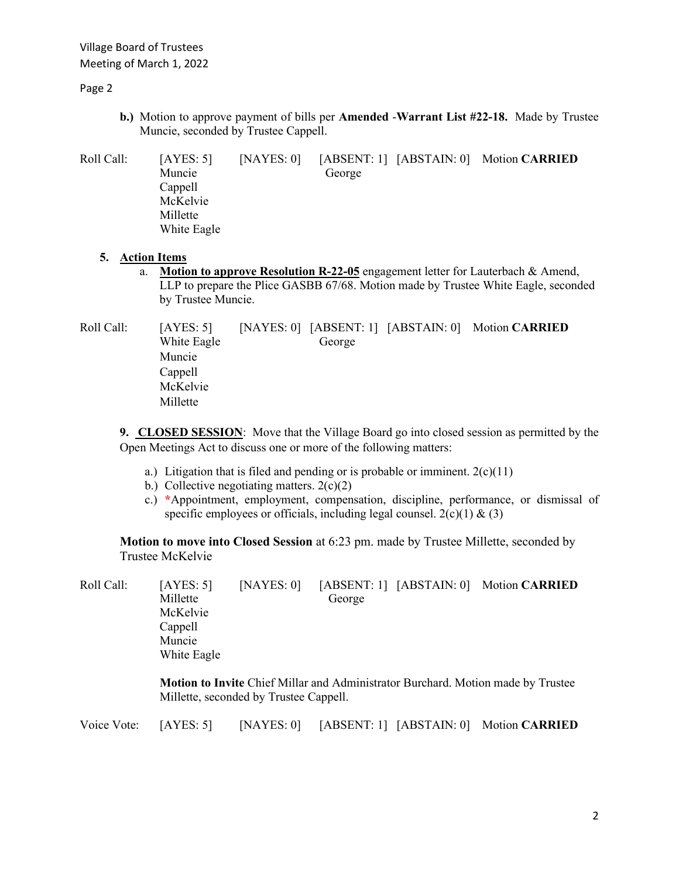**b.)** Motion to approve payment of bills per **Amended -Warrant List #22-18.** Made by Trustee Muncie, seconded by Trustee Cappell.

| Roll Call: | [AYES: 5] | [NAYES: 0] | [ABSENT: 1] | [ABSTAIN: 0] | Motion **CARRIED** |
|---|---|---|---|---|---|
| | Muncie | | George | | |
| | Cappell | | | | |
| | McKelvie | | | | |
| | Millette | | | | |
| | White Eagle | | | | |

**5. Action Items**

a. **Motion to approve Resolution R-22-05** engagement letter for Lauterbach & Amend, LLP to prepare the Plice GASBB 67/68. Motion made by Trustee White Eagle, seconded by Trustee Muncie.

| Roll Call: | [AYES: 5] | [NAYES: 0] | [ABSENT: 1] | [ABSTAIN: 0] | Motion **CARRIED** |
|---|---|---|---|---|---|
| | White Eagle | | George | | |
| | Muncie | | | | |
| | Cappell | | | | |
| | McKelvie | | | | |
| | Millette | | | | |

**9. CLOSED SESSION**: Move that the Village Board go into closed session as permitted by the Open Meetings Act to discuss one or more of the following matters:

a.) Litigation that is filed and pending or is probable or imminent. 2(c)(11)
b.) Collective negotiating matters. 2(c)(2)
c.) *Appointment, employment, compensation, discipline, performance, or dismissal of specific employees or officials, including legal counsel. 2(c)(1) & (3)

**Motion to move into Closed Session** at 6:23 pm. made by Trustee Millette, seconded by Trustee McKelvie

| Roll Call: | [AYES: 5] | [NAYES: 0] | [ABSENT: 1] | [ABSTAIN: 0] | Motion **CARRIED** |
|---|---|---|---|---|---|
| | Millette | | George | | |
| | McKelvie | | | | |
| | Cappell | | | | |
| | Muncie | | | | |
| | White Eagle | | | | |

**Motion to Invite** Chief Millar and Administrator Burchard. Motion made by Trustee Millette, seconded by Trustee Cappell.

| Voice Vote: | [AYES: 5] | [NAYES: 0] | [ABSENT: 1] | [ABSTAIN: 0] | Motion **CARRIED** |
|---|---|---|---|---|---|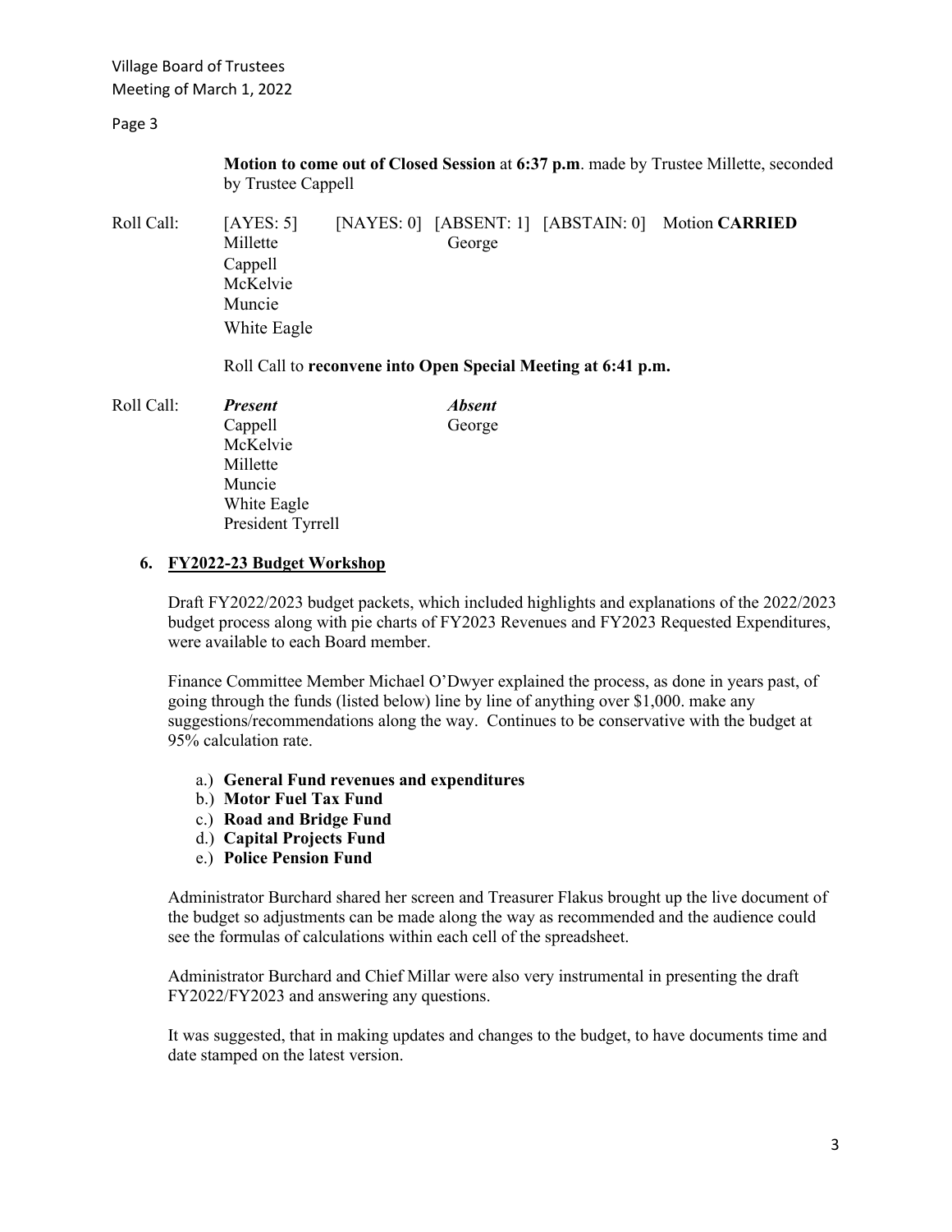**Motion to come out of Closed Session** at **6:37 p.m**. made by Trustee Millette, seconded by Trustee Cappell

| Roll Call: | [AYES: 5] | [NAYES: 0] | [ABSENT: 1] | [ABSTAIN: 0] | Motion **CARRIED** |
|---|---|---|---|---|---|
| | Millette | | George | | |
| | Cappell | | | | |
| | McKelvie | | | | |
| | Muncie | | | | |
| | White Eagle | | | | |

Roll Call to **reconvene into Open Special Meeting at 6:41 p.m.**

| Roll Call: | ***Present*** | ***Absent*** |
|---|---|---|
| | Cappell | George |
| | McKelvie | |
| | Millette | |
| | Muncie | |
| | White Eagle | |
| | President Tyrrell | |

**6. FY2022-23 Budget Workshop**

Draft FY2022/2023 budget packets, which included highlights and explanations of the 2022/2023 budget process along with pie charts of FY2023 Revenues and FY2023 Requested Expenditures, were available to each Board member.

Finance Committee Member Michael O'Dwyer explained the process, as done in years past, of going through the funds (listed below) line by line of anything over $1,000. make any suggestions/recommendations along the way. Continues to be conservative with the budget at 95% calculation rate.

a.) **General Fund revenues and expenditures**
b.) **Motor Fuel Tax Fund**
c.) **Road and Bridge Fund**
d.) **Capital Projects Fund**
e.) **Police Pension Fund**

Administrator Burchard shared her screen and Treasurer Flakus brought up the live document of the budget so adjustments can be made along the way as recommended and the audience could see the formulas of calculations within each cell of the spreadsheet.

Administrator Burchard and Chief Millar were also very instrumental in presenting the draft FY2022/FY2023 and answering any questions.

It was suggested, that in making updates and changes to the budget, to have documents time and date stamped on the latest version.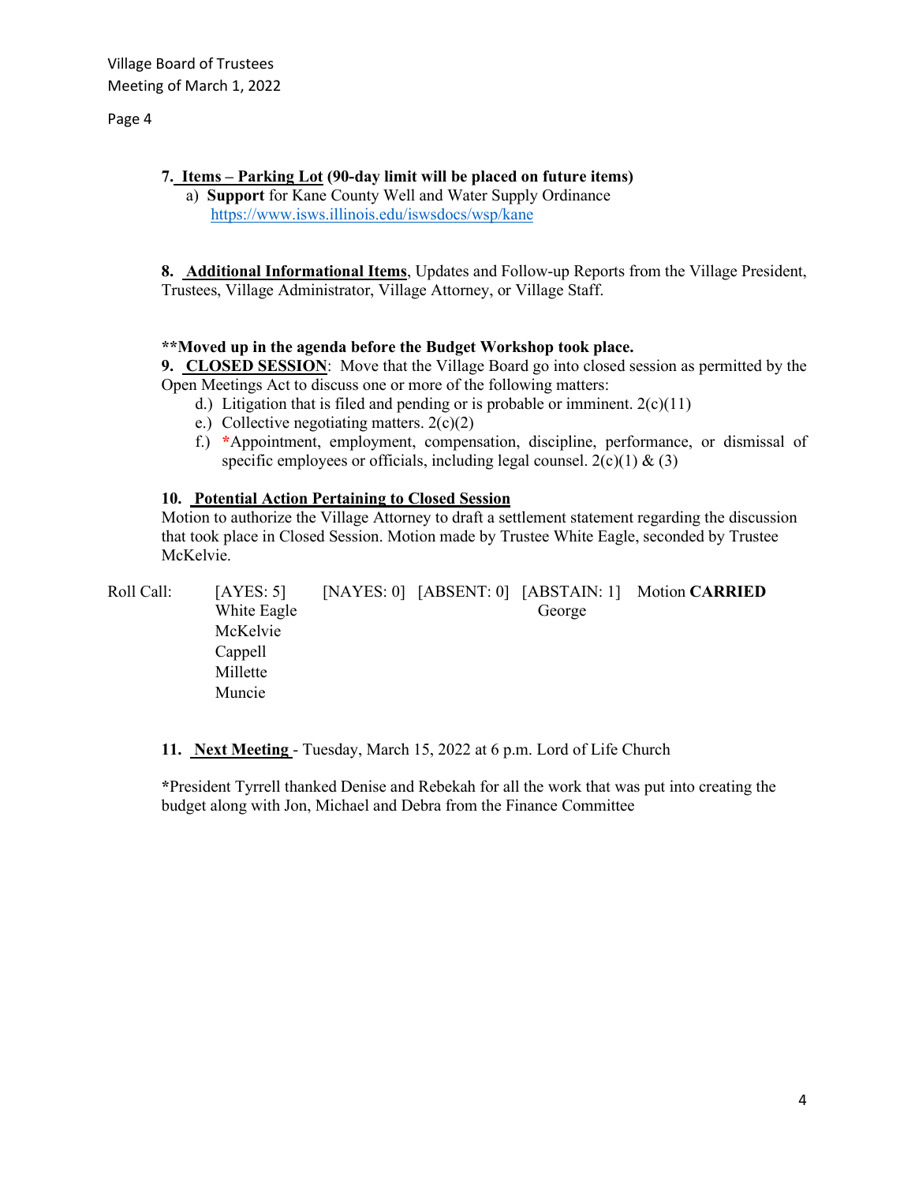**7. Items – Parking Lot (90-day limit will be placed on future items)**

a) **Support** for Kane County Well and Water Supply Ordinance
https://www.isws.illinois.edu/iswsdocs/wsp/kane

**8. Additional Informational Items**, Updates and Follow-up Reports from the Village President, Trustees, Village Administrator, Village Attorney, or Village Staff.

**\*\*Moved up in the agenda before the Budget Workshop took place.**

**9. CLOSED SESSION**: Move that the Village Board go into closed session as permitted by the Open Meetings Act to discuss one or more of the following matters:

d.) Litigation that is filed and pending or is probable or imminent. 2(c)(11)
e.) Collective negotiating matters. 2(c)(2)
f.) *Appointment, employment, compensation, discipline, performance, or dismissal of specific employees or officials, including legal counsel. 2(c)(1) & (3)

**10. Potential Action Pertaining to Closed Session**

Motion to authorize the Village Attorney to draft a settlement statement regarding the discussion that took place in Closed Session. Motion made by Trustee White Eagle, seconded by Trustee McKelvie.

| Roll Call: | [AYES: 5] | [NAYES: 0] | [ABSENT: 0] | [ABSTAIN: 1] | Motion **CARRIED** |
|---|---|---|---|---|---|
| | White Eagle | | | George | |
| | McKelvie | | | | |
| | Cappell | | | | |
| | Millette | | | | |
| | Muncie | | | | |

**11. Next Meeting** - Tuesday, March 15, 2022 at 6 p.m. Lord of Life Church

*President Tyrrell thanked Denise and Rebekah for all the work that was put into creating the budget along with Jon, Michael and Debra from the Finance Committee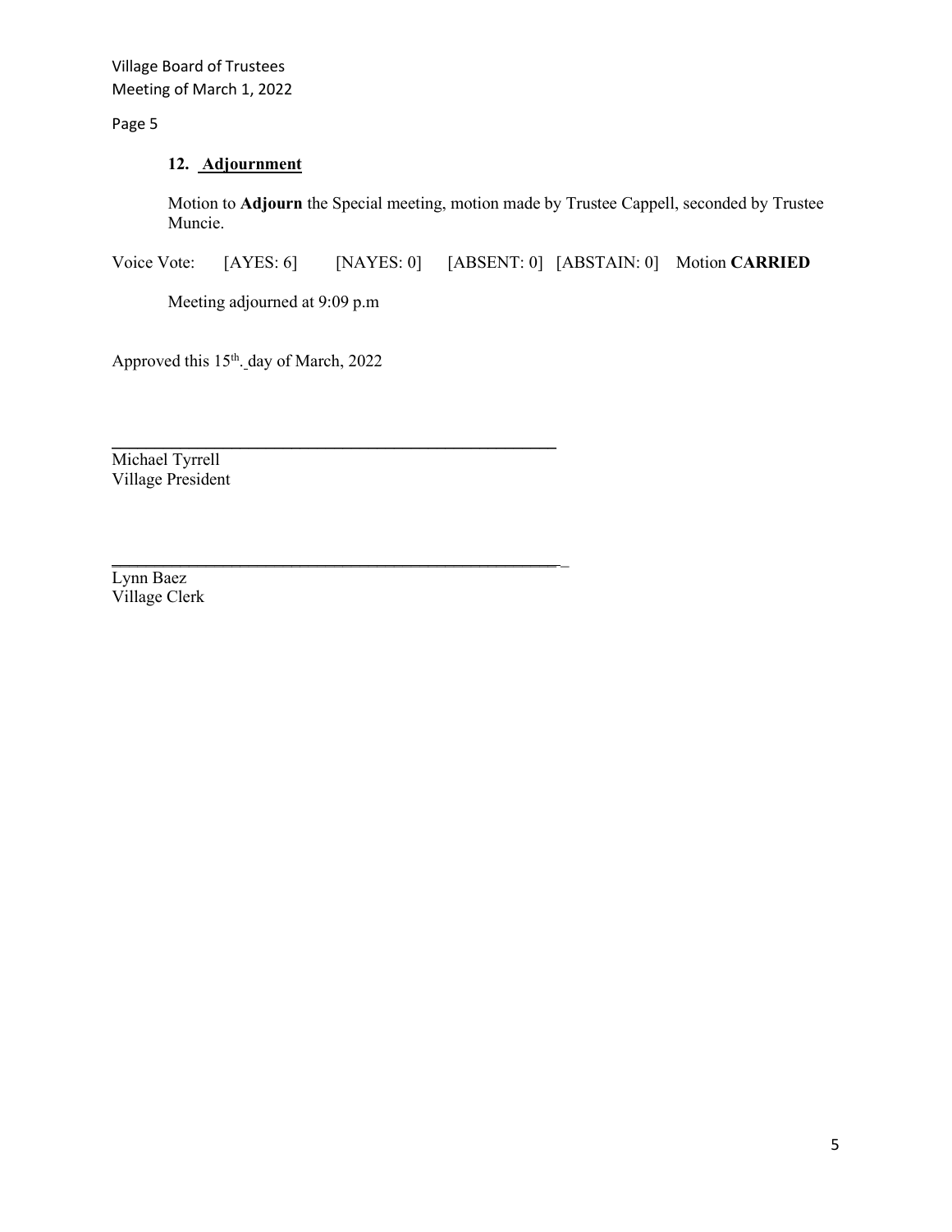**12. Adjournment**

Motion to **Adjourn** the Special meeting, motion made by Trustee Cappell, seconded by Trustee Muncie.

Voice Vote: [AYES: 6] [NAYES: 0] [ABSENT: 0] [ABSTAIN: 0] Motion **CARRIED**

Meeting adjourned at 9:09 p.m

Approved this 15th. day of March, 2022

\_\_\_\_\_\_\_\_\_\_\_\_\_\_\_\_\_\_\_\_\_\_\_\_\_\_\_\_\_\_\_\_\_\_\_\_\_\_\_\_\_\_\_\_\_\_\_\_

Michael Tyrrell
Village President

\_\_\_\_\_\_\_\_\_\_\_\_\_\_\_\_\_\_\_\_\_\_\_\_\_\_\_\_\_\_\_\_\_\_\_\_\_\_\_\_\_\_\_\_\_\_\_\_

Lynn Baez
Village Clerk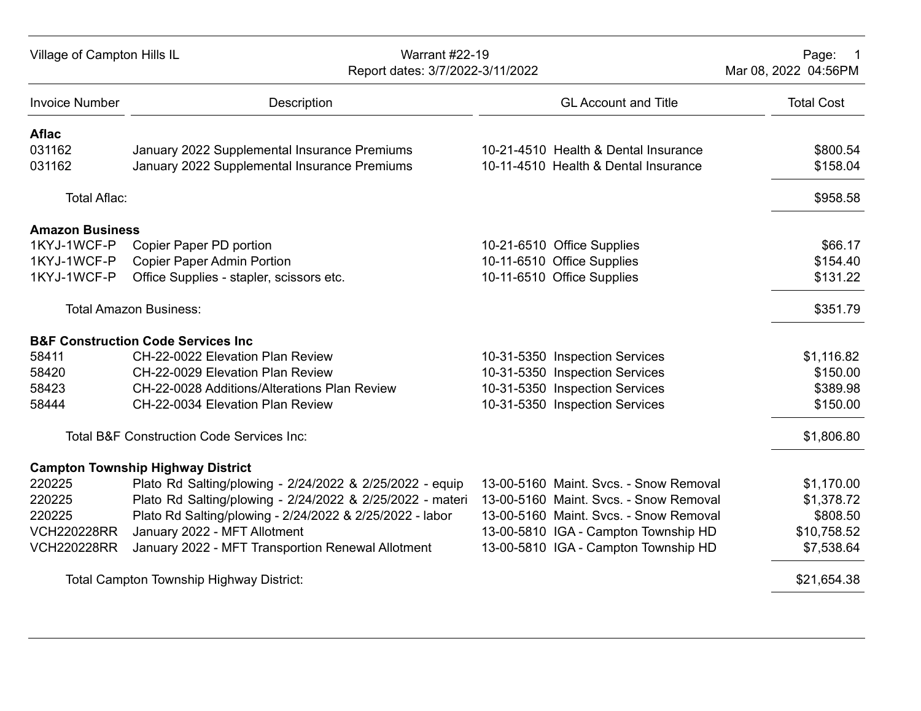Village of Campton Hills IL

Warrant #22-19
Report dates: 3/7/2022-3/11/2022

| Invoice Number | Description | GL Account and Title | Total Cost |
|---|---|---|---|
| **Aflac** | | | |
| 031162 | January 2022 Supplemental Insurance Premiums | 10-21-4510 Health & Dental Insurance | $800.54 |
| 031162 | January 2022 Supplemental Insurance Premiums | 10-11-4510 Health & Dental Insurance | $158.04 |
| Total Aflac: | | | $958.58 |
| **Amazon Business** | | | |
| 1KYJ-1WCF-P | Copier Paper PD portion | 10-21-6510 Office Supplies | $66.17 |
| 1KYJ-1WCF-P | Copier Paper Admin Portion | 10-11-6510 Office Supplies | $154.40 |
| 1KYJ-1WCF-P | Office Supplies - stapler, scissors etc. | 10-11-6510 Office Supplies | $131.22 |
| Total Amazon Business: | | | $351.79 |
| **B&F Construction Code Services Inc** | | | |
| 58411 | CH-22-0022 Elevation Plan Review | 10-31-5350 Inspection Services | $1,116.82 |
| 58420 | CH-22-0029 Elevation Plan Review | 10-31-5350 Inspection Services | $150.00 |
| 58423 | CH-22-0028 Additions/Alterations Plan Review | 10-31-5350 Inspection Services | $389.98 |
| 58444 | CH-22-0034 Elevation Plan Review | 10-31-5350 Inspection Services | $150.00 |
| Total B&F Construction Code Services Inc: | | | $1,806.80 |
| **Campton Township Highway District** | | | |
| 220225 | Plato Rd Salting/plowing - 2/24/2022 & 2/25/2022 - equip | 13-00-5160 Maint. Svcs. - Snow Removal | $1,170.00 |
| 220225 | Plato Rd Salting/plowing - 2/24/2022 & 2/25/2022 - materi | 13-00-5160 Maint. Svcs. - Snow Removal | $1,378.72 |
| 220225 | Plato Rd Salting/plowing - 2/24/2022 & 2/25/2022 - labor | 13-00-5160 Maint. Svcs. - Snow Removal | $808.50 |
| VCH220228RR | January 2022 - MFT Allotment | 13-00-5810 IGA - Campton Township HD | $10,758.52 |
| VCH220228RR | January 2022 - MFT Transportion Renewal Allotment | 13-00-5810 IGA - Campton Township HD | $7,538.64 |
| Total Campton Township Highway District: | | | $21,654.38 |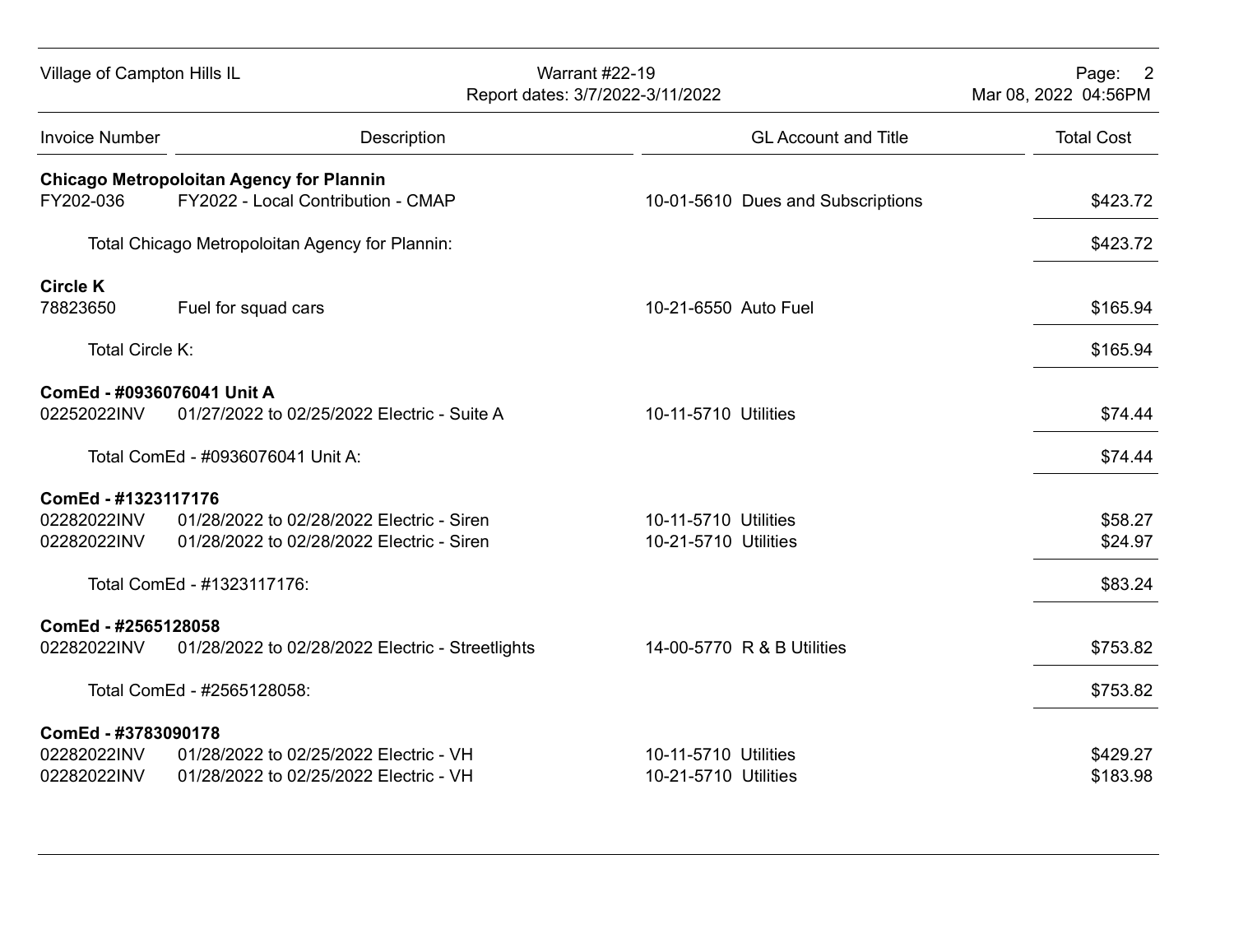| Invoice Number | Description | GL Account and Title | Total Cost |
|---|---|---|---|
| **Chicago Metropoloitan Agency for Plannin** | | | |
| FY202-036 | FY2022 - Local Contribution - CMAP | 10-01-5610 Dues and Subscriptions | $423.72 |
| | Total Chicago Metropoloitan Agency for Plannin: | | $423.72 |
| **Circle K** | | | |
| 78823650 | Fuel for squad cars | 10-21-6550 Auto Fuel | $165.94 |
| | Total Circle K: | | $165.94 |
| **ComEd - #0936076041 Unit A** | | | |
| 02252022INV | 01/27/2022 to 02/25/2022 Electric - Suite A | 10-11-5710 Utilities | $74.44 |
| | Total ComEd - #0936076041 Unit A: | | $74.44 |
| **ComEd - #1323117176** | | | |
| 02282022INV | 01/28/2022 to 02/28/2022 Electric - Siren | 10-11-5710 Utilities | $58.27 |
| 02282022INV | 01/28/2022 to 02/28/2022 Electric - Siren | 10-21-5710 Utilities | $24.97 |
| | Total ComEd - #1323117176: | | $83.24 |
| **ComEd - #2565128058** | | | |
| 02282022INV | 01/28/2022 to 02/28/2022 Electric - Streetlights | 14-00-5770 R & B Utilities | $753.82 |
| | Total ComEd - #2565128058: | | $753.82 |
| **ComEd - #3783090178** | | | |
| 02282022INV | 01/28/2022 to 02/25/2022 Electric - VH | 10-11-5710 Utilities | $429.27 |
| 02282022INV | 01/28/2022 to 02/25/2022 Electric - VH | 10-21-5710 Utilities | $183.98 |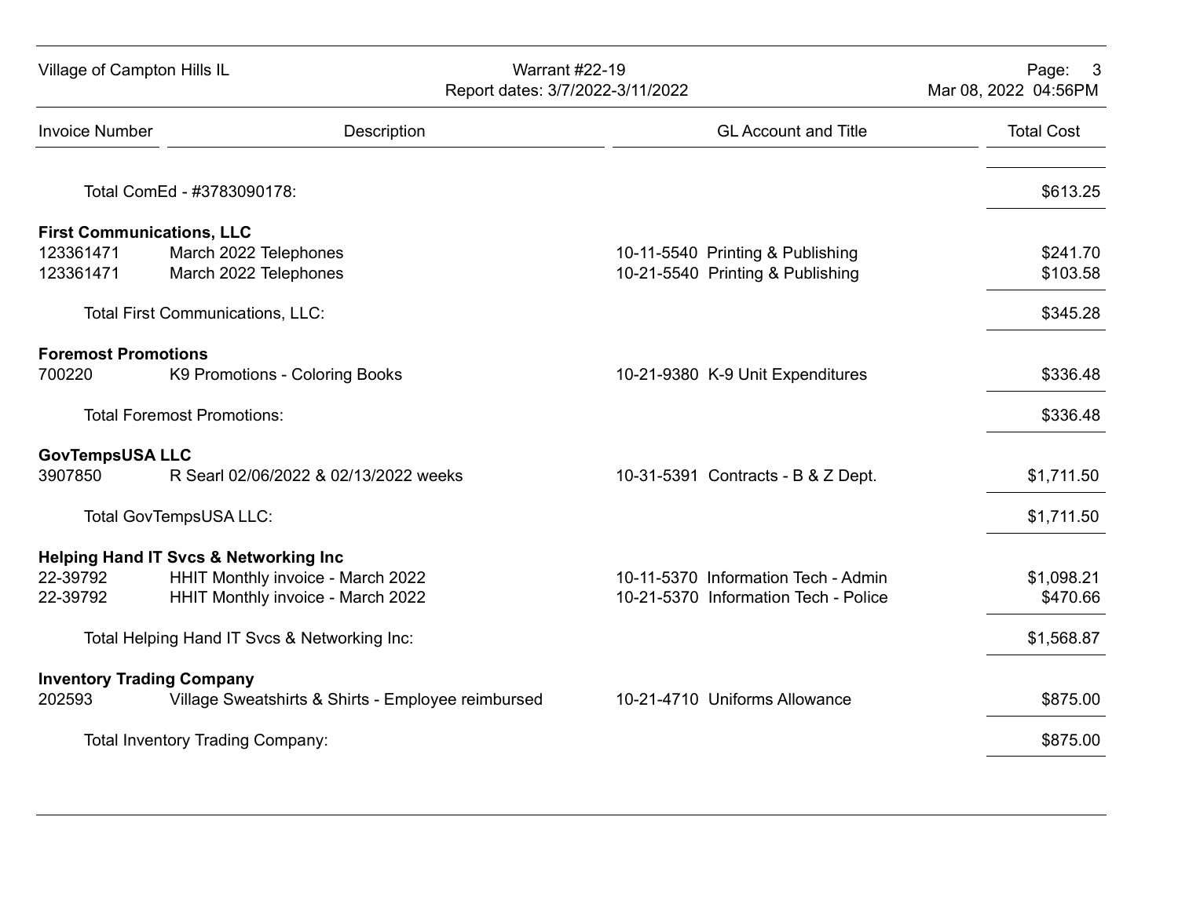| Invoice Number | Description | GL Account and Title | Total Cost |
|---|---|---|---|
| | Total ComEd - #3783090178: | | $613.25 |
| **First Communications, LLC** | | | |
| 123361471 | March 2022 Telephones | 10-11-5540 Printing & Publishing | $241.70 |
| 123361471 | March 2022 Telephones | 10-21-5540 Printing & Publishing | $103.58 |
| | Total First Communications, LLC: | | $345.28 |
| **Foremost Promotions** | | | |
| 700220 | K9 Promotions - Coloring Books | 10-21-9380 K-9 Unit Expenditures | $336.48 |
| | Total Foremost Promotions: | | $336.48 |
| **GovTempsUSA LLC** | | | |
| 3907850 | R Searl 02/06/2022 & 02/13/2022 weeks | 10-31-5391 Contracts - B & Z Dept. | $1,711.50 |
| | Total GovTempsUSA LLC: | | $1,711.50 |
| **Helping Hand IT Svcs & Networking Inc** | | | |
| 22-39792 | HHIT Monthly invoice - March 2022 | 10-11-5370 Information Tech - Admin | $1,098.21 |
| 22-39792 | HHIT Monthly invoice - March 2022 | 10-21-5370 Information Tech - Police | $470.66 |
| | Total Helping Hand IT Svcs & Networking Inc: | | $1,568.87 |
| **Inventory Trading Company** | | | |
| 202593 | Village Sweatshirts & Shirts - Employee reimbursed | 10-21-4710 Uniforms Allowance | $875.00 |
| | Total Inventory Trading Company: | | $875.00 |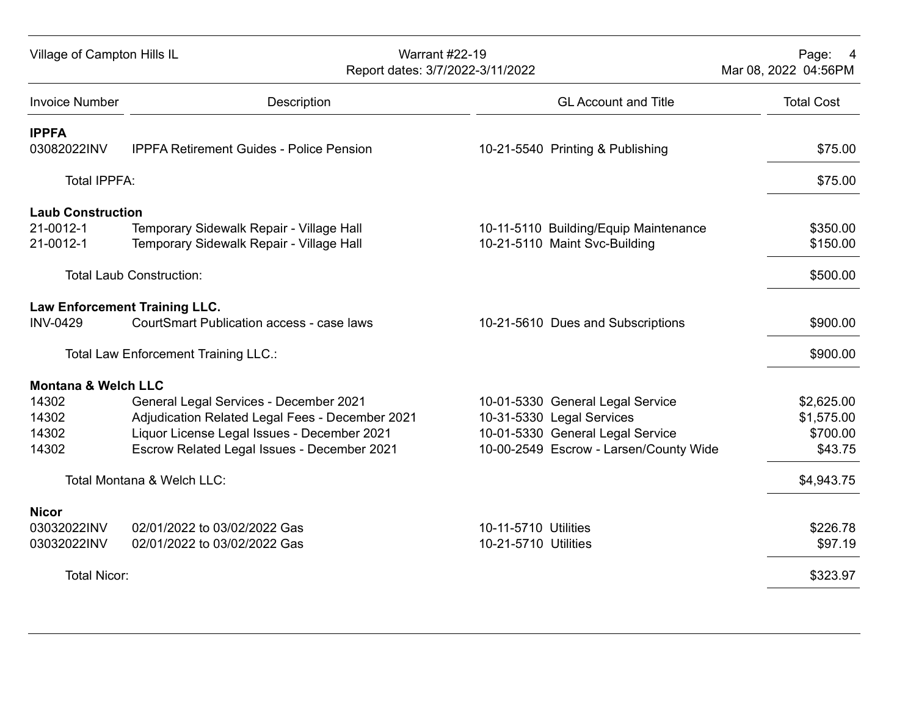| Invoice Number | Description | GL Account and Title | Total Cost |
|---|---|---|---|
| **IPPFA** | | | |
| 03082022INV | IPPFA Retirement Guides - Police Pension | 10-21-5540 Printing & Publishing | $75.00 |
| Total IPPFA: | | | $75.00 |
| **Laub Construction** | | | |
| 21-0012-1 | Temporary Sidewalk Repair - Village Hall | 10-11-5110 Building/Equip Maintenance | $350.00 |
| 21-0012-1 | Temporary Sidewalk Repair - Village Hall | 10-21-5110 Maint Svc-Building | $150.00 |
| Total Laub Construction: | | | $500.00 |
| **Law Enforcement Training LLC.** | | | |
| INV-0429 | CourtSmart Publication access - case laws | 10-21-5610 Dues and Subscriptions | $900.00 |
| Total Law Enforcement Training LLC.: | | | $900.00 |
| **Montana & Welch LLC** | | | |
| 14302 | General Legal Services - December 2021 | 10-01-5330 General Legal Service | $2,625.00 |
| 14302 | Adjudication Related Legal Fees - December 2021 | 10-31-5330 Legal Services | $1,575.00 |
| 14302 | Liquor License Legal Issues - December 2021 | 10-01-5330 General Legal Service | $700.00 |
| 14302 | Escrow Related Legal Issues - December 2021 | 10-00-2549 Escrow - Larsen/County Wide | $43.75 |
| Total Montana & Welch LLC: | | | $4,943.75 |
| **Nicor** | | | |
| 03032022INV | 02/01/2022 to 03/02/2022 Gas | 10-11-5710 Utilities | $226.78 |
| 03032022INV | 02/01/2022 to 03/02/2022 Gas | 10-21-5710 Utilities | $97.19 |
| Total Nicor: | | | $323.97 |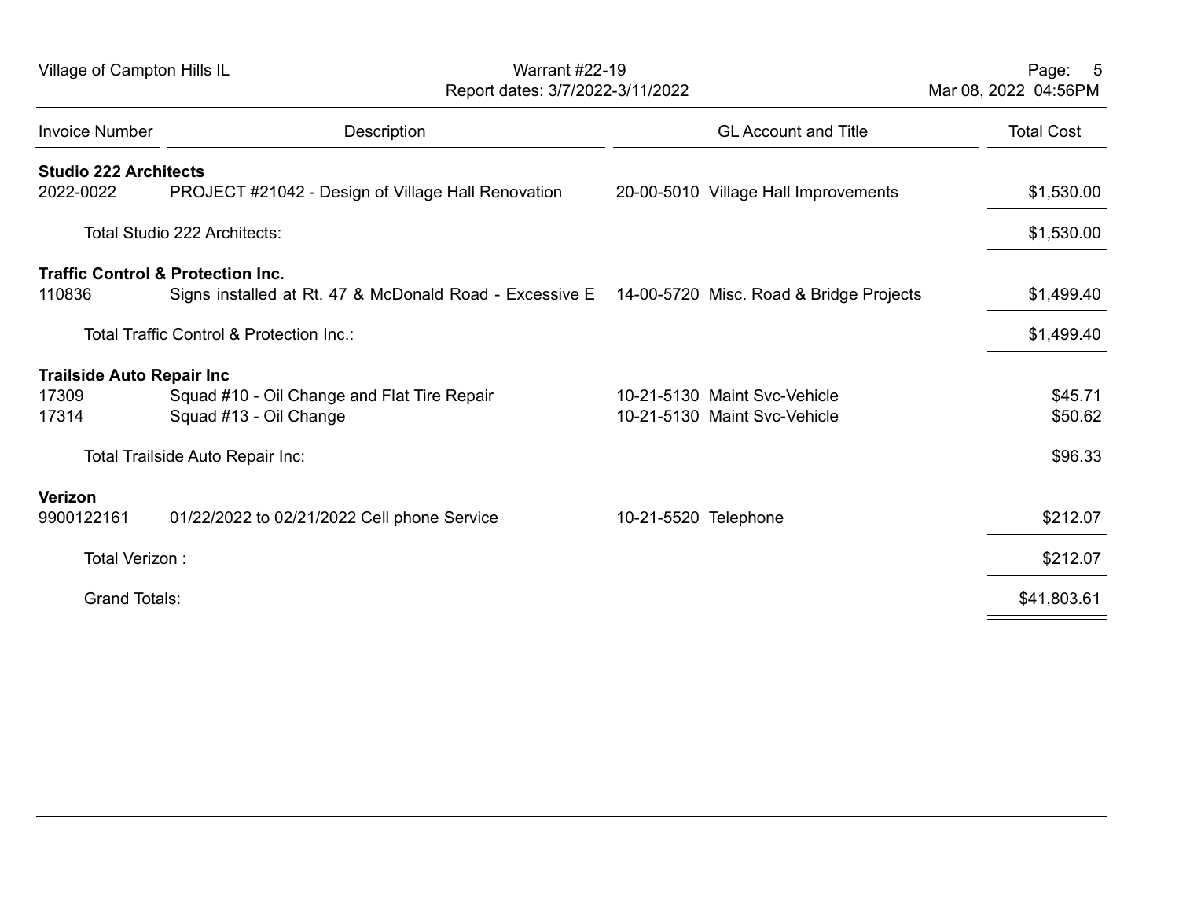Village of Campton Hills IL

Warrant #22-19
Report dates: 3/7/2022-3/11/2022

Mar 08, 2022 04:56PM

| Invoice Number | Description | GL Account and Title | Total Cost |
|---|---|---|---|
| **Studio 222 Architects** | | | |
| 2022-0022 | PROJECT #21042 - Design of Village Hall Renovation | 20-00-5010 Village Hall Improvements | $1,530.00 |
| | Total Studio 222 Architects: | | $1,530.00 |
| **Traffic Control & Protection Inc.** | | | |
| 110836 | Signs installed at Rt. 47 & McDonald Road - Excessive E | 14-00-5720 Misc. Road & Bridge Projects | $1,499.40 |
| | Total Traffic Control & Protection Inc.: | | $1,499.40 |
| **Trailside Auto Repair Inc** | | | |
| 17309 | Squad #10 - Oil Change and Flat Tire Repair | 10-21-5130 Maint Svc-Vehicle | $45.71 |
| 17314 | Squad #13 - Oil Change | 10-21-5130 Maint Svc-Vehicle | $50.62 |
| | Total Trailside Auto Repair Inc: | | $96.33 |
| **Verizon** | | | |
| 9900122161 | 01/22/2022 to 02/21/2022 Cell phone Service | 10-21-5520 Telephone | $212.07 |
| | Total Verizon : | | $212.07 |
| | Grand Totals: | | $41,803.61 |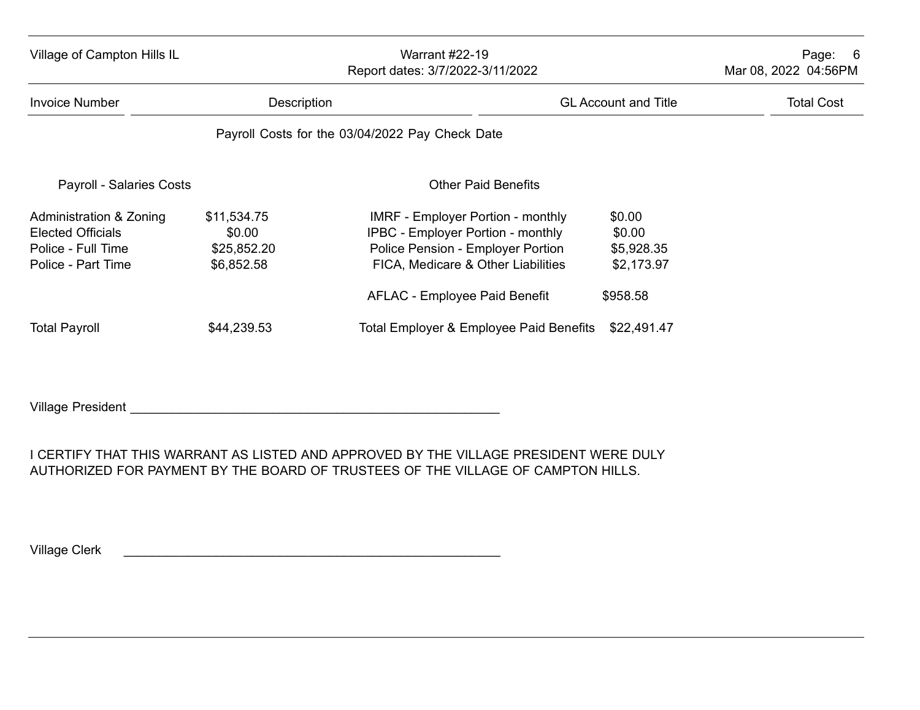Village of Campton Hills IL — Warrant #22-19 — Report dates: 3/7/2022-3/11/2022 — Mar 08, 2022 04:56PM

| Invoice Number | Description | GL Account and Title | Total Cost |
|---|---|---|---|

Payroll Costs for the 03/04/2022 Pay Check Date

| Payroll - Salaries Costs | | Other Paid Benefits | |
|---|---|---|---|
| Administration & Zoning | $11,534.75 | IMRF - Employer Portion - monthly | $0.00 |
| Elected Officials | $0.00 | IPBC - Employer Portion - monthly | $0.00 |
| Police - Full Time | $25,852.20 | Police Pension - Employer Portion | $5,928.35 |
| Police - Part Time | $6,852.58 | FICA, Medicare & Other Liabilities | $2,173.97 |
| | | AFLAC - Employee Paid Benefit | $958.58 |
| Total Payroll | $44,239.53 | Total Employer & Employee Paid Benefits | $22,491.47 |

Village President ____________________________________________________

I CERTIFY THAT THIS WARRANT AS LISTED AND APPROVED BY THE VILLAGE PRESIDENT WERE DULY AUTHORIZED FOR PAYMENT BY THE BOARD OF TRUSTEES OF THE VILLAGE OF CAMPTON HILLS.

Village Clerk ____________________________________________________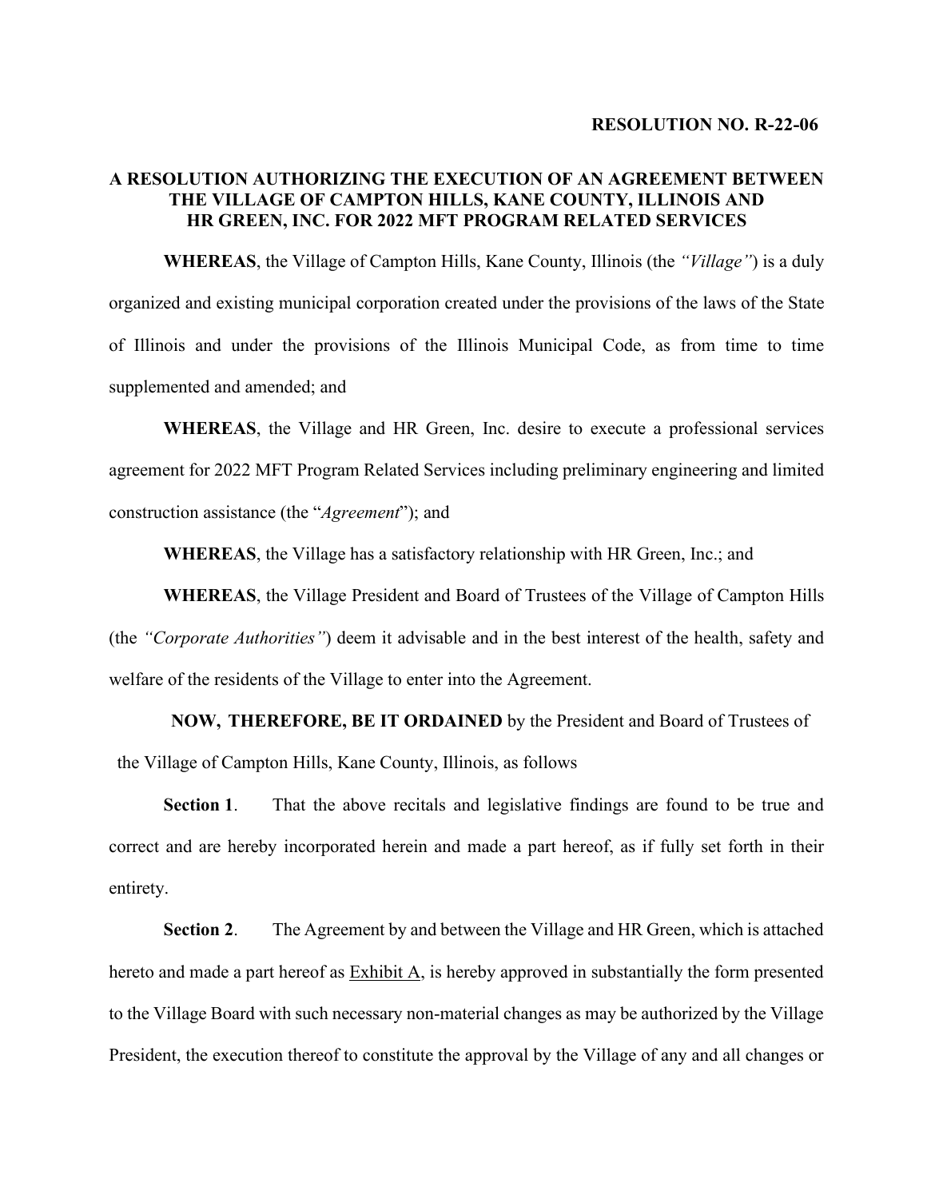**RESOLUTION NO. R-22-06**

**A RESOLUTION AUTHORIZING THE EXECUTION OF AN AGREEMENT BETWEEN THE VILLAGE OF CAMPTON HILLS, KANE COUNTY, ILLINOIS AND HR GREEN, INC. FOR 2022 MFT PROGRAM RELATED SERVICES**

**WHEREAS**, the Village of Campton Hills, Kane County, Illinois (the *"Village"*) is a duly organized and existing municipal corporation created under the provisions of the laws of the State of Illinois and under the provisions of the Illinois Municipal Code, as from time to time supplemented and amended; and

**WHEREAS**, the Village and HR Green, Inc. desire to execute a professional services agreement for 2022 MFT Program Related Services including preliminary engineering and limited construction assistance (the "*Agreement*"); and

**WHEREAS**, the Village has a satisfactory relationship with HR Green, Inc.; and

**WHEREAS**, the Village President and Board of Trustees of the Village of Campton Hills (the *"Corporate Authorities"*) deem it advisable and in the best interest of the health, safety and welfare of the residents of the Village to enter into the Agreement.

**NOW, THEREFORE, BE IT ORDAINED** by the President and Board of Trustees of the Village of Campton Hills, Kane County, Illinois, as follows

**Section 1**. That the above recitals and legislative findings are found to be true and correct and are hereby incorporated herein and made a part hereof, as if fully set forth in their entirety.

**Section 2**. The Agreement by and between the Village and HR Green, which is attached hereto and made a part hereof as Exhibit A, is hereby approved in substantially the form presented to the Village Board with such necessary non-material changes as may be authorized by the Village President, the execution thereof to constitute the approval by the Village of any and all changes or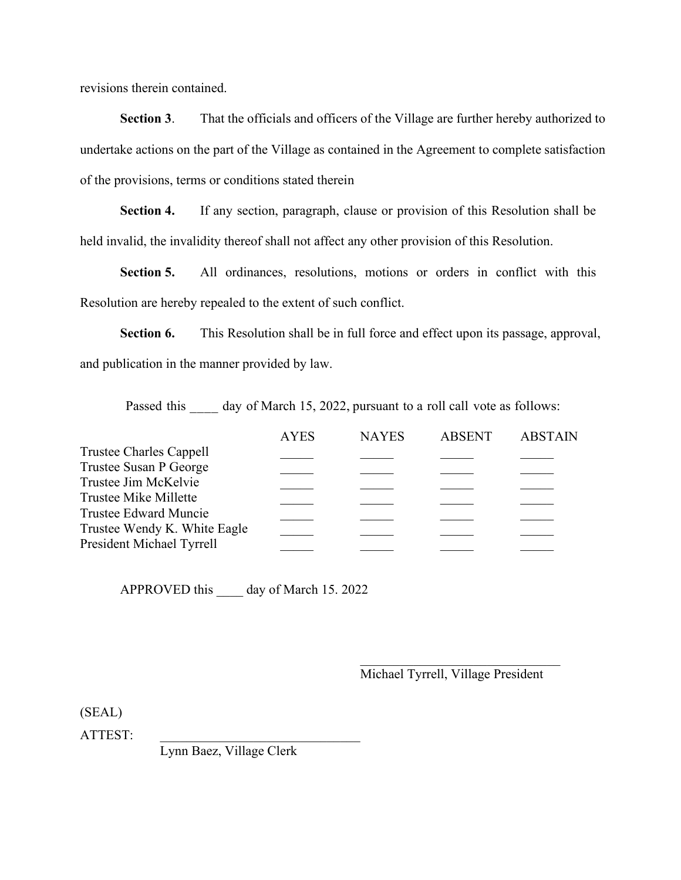revisions therein contained.

**Section 3**. That the officials and officers of the Village are further hereby authorized to undertake actions on the part of the Village as contained in the Agreement to complete satisfaction of the provisions, terms or conditions stated therein

**Section 4.** If any section, paragraph, clause or provision of this Resolution shall be held invalid, the invalidity thereof shall not affect any other provision of this Resolution.

**Section 5.** All ordinances, resolutions, motions or orders in conflict with this Resolution are hereby repealed to the extent of such conflict.

**Section 6.** This Resolution shall be in full force and effect upon its passage, approval, and publication in the manner provided by law.

Passed this ____ day of March 15, 2022, pursuant to a roll call vote as follows:

| | AYES | NAYES | ABSENT | ABSTAIN |
|---|---|---|---|---|
| Trustee Charles Cappell | _____ | _____ | _____ | _____ |
| Trustee Susan P George | _____ | _____ | _____ | _____ |
| Trustee Jim McKelvie | _____ | _____ | _____ | _____ |
| Trustee Mike Millette | _____ | _____ | _____ | _____ |
| Trustee Edward Muncie | _____ | _____ | _____ | _____ |
| Trustee Wendy K. White Eagle | _____ | _____ | _____ | _____ |
| President Michael Tyrrell | _____ | _____ | _____ | _____ |

APPROVED this ____ day of March 15. 2022

______________________________
Michael Tyrrell, Village President

(SEAL)

ATTEST: ______________________________
Lynn Baez, Village Clerk